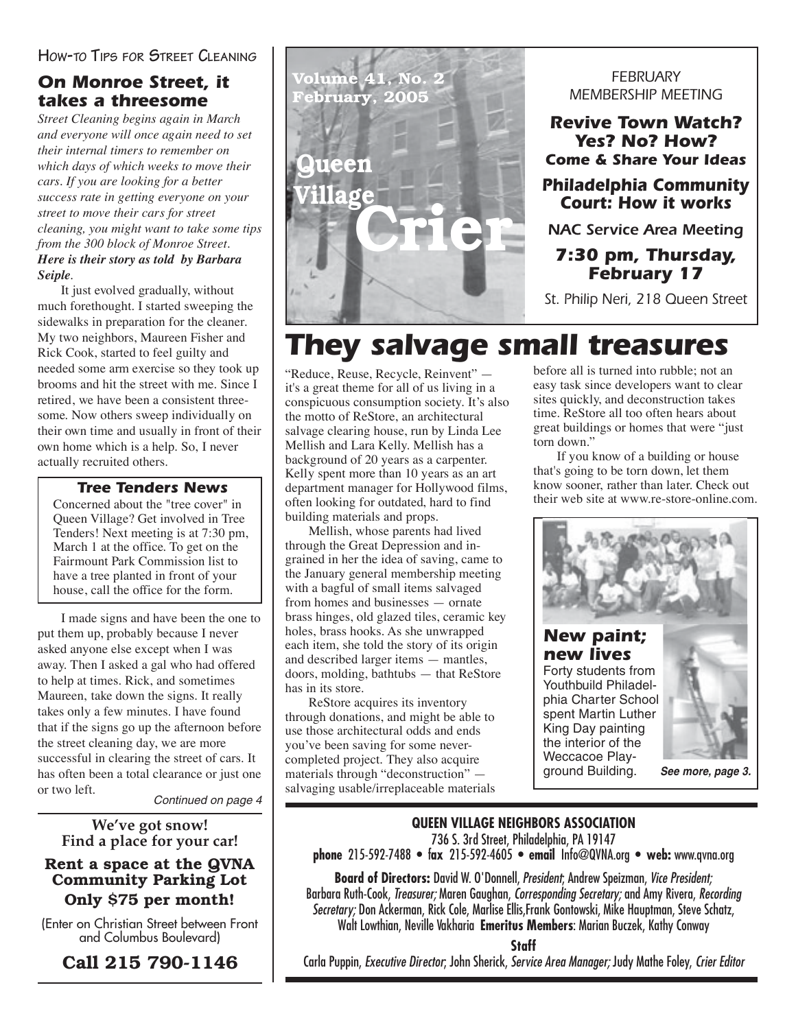# Queen Village Crier

Volume 41, No. 2
February, 2005

FEBRUARY MEMBERSHIP MEETING

**Revive Town Watch? Yes? No? How?**
**Come & Share Your Ideas**

**Philadelphia Community Court: How it works**

NAC Service Area Meeting

**7:30 pm, Thursday, February 17**

St. Philip Neri, 218 Queen Street

HOW-TO TIPS FOR STREET CLEANING

## On Monroe Street, it takes a threesome

*Street Cleaning begins again in March and everyone will once again need to set their internal timers to remember on which days of which weeks to move their cars. If you are looking for a better success rate in getting everyone on your street to move their cars for street cleaning, you might want to take some tips from the 300 block of Monroe Street.* ***Here is their story as told by Barbara Seiple.***

It just evolved gradually, without much forethought. I started sweeping the sidewalks in preparation for the cleaner. My two neighbors, Maureen Fisher and Rick Cook, started to feel guilty and needed some arm exercise so they took up brooms and hit the street with me. Since I retired, we have been a consistent threesome. Now others sweep individually on their own time and usually in front of their own home which is a help. So, I never actually recruited others.

I made signs and have been the one to put them up, probably because I never asked anyone else except when I was away. Then I asked a gal who had offered to help at times. Rick, and sometimes Maureen, take down the signs. It really takes only a few minutes. I have found that if the signs go up the afternoon before the street cleaning day, we are more successful in clearing the street of cars. It has often been a total clearance or just one or two left.

*Continued on page 4*

### Tree Tenders News

Concerned about the "tree cover" in Queen Village? Get involved in Tree Tenders! Next meeting is at 7:30 pm, March 1 at the office. To get on the Fairmount Park Commission list to have a tree planted in front of your house, call the office for the form.

**We've got snow! Find a place for your car!**

**Rent a space at the QVNA Community Parking Lot**
**Only $75 per month!**

(Enter on Christian Street between Front and Columbus Boulevard)

**Call 215 790-1146**

## They salvage small treasures

"Reduce, Reuse, Recycle, Reinvent" — it's a great theme for all of us living in a conspicuous consumption society. It's also the motto of ReStore, an architectural salvage clearing house, run by Linda Lee Mellish and Lara Kelly. Mellish has a background of 20 years as a carpenter. Kelly spent more than 10 years as an art department manager for Hollywood films, often looking for outdated, hard to find building materials and props.

Mellish, whose parents had lived through the Great Depression and ingrained in her the idea of saving, came to the January general membership meeting with a bagful of small items salvaged from homes and businesses — ornate brass hinges, old glazed tiles, ceramic key holes, brass hooks. As she unwrapped each item, she told the story of its origin and described larger items — mantles, doors, molding, bathtubs — that ReStore has in its store.

ReStore acquires its inventory through donations, and might be able to use those architectural odds and ends you've been saving for some never-completed project. They also acquire materials through "deconstruction" — salvaging usable/irreplaceable materials before all is turned into rubble; not an easy task since developers want to clear sites quickly, and deconstruction takes time. ReStore all too often hears about great buildings or homes that were "just torn down."

If you know of a building or house that's going to be torn down, let them know sooner, rather than later. Check out their web site at www.re-store-online.com.

### New paint; new lives

Forty students from Youthbuild Philadelphia Charter School spent Martin Luther King Day painting the interior of the Weccacoe Playground Building. ***See more, page 3.***

**QUEEN VILLAGE NEIGHBORS ASSOCIATION**
736 S. 3rd Street, Philadelphia, PA 19147
**phone** 215-592-7488 • **fax** 215-592-4605 • **email** Info@QVNA.org • **web:** www.qvna.org

**Board of Directors:** David W. O'Donnell, *President*; Andrew Speizman, *Vice President;* Barbara Ruth-Cook, *Treasurer;* Maren Gaughan, *Corresponding Secretary;* and Amy Rivera, *Recording Secretary;* Don Ackerman, Rick Cole, Marlise Ellis, Frank Gontowski, Mike Hauptman, Steve Schatz, Walt Lowthian, Neville Vakharia **Emeritus Members**: Marian Buczek, Kathy Conway

**Staff**
Carla Puppin, *Executive Director;* John Sherick, *Service Area Manager;* Judy Mathe Foley, *Crier Editor*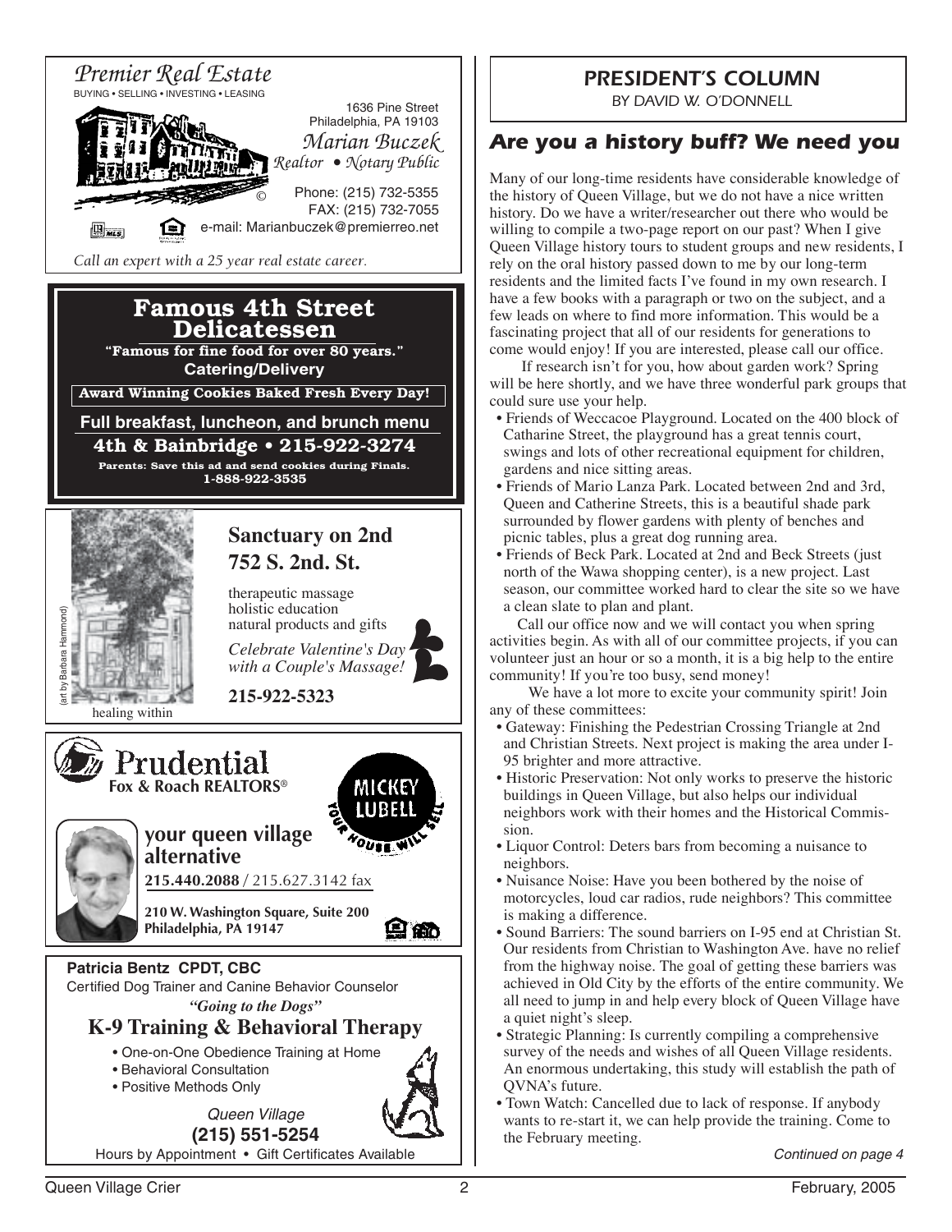*Premier Real Estate*
BUYING • SELLING • INVESTING • LEASING

1636 Pine Street
Philadelphia, PA 19103

*Marian Buczek*
*Realtor • Notary Public*

Phone: (215) 732-5355
FAX: (215) 732-7055
e-mail: Marianbuczek@premierreo.net

*Call an expert with a 25 year real estate career.*

---

**Famous 4th Street Delicatessen**

**"Famous for fine food for over 80 years."**
**Catering/Delivery**

**Award Winning Cookies Baked Fresh Every Day!**

**Full breakfast, luncheon, and brunch menu**
**4th & Bainbridge • 215-922-3274**

**Parents: Save this ad and send cookies during Finals.**
**1-888-922-3535**

---

**Sanctuary on 2nd**
**752 S. 2nd. St.**

therapeutic massage
holistic education
natural products and gifts

*Celebrate Valentine's Day with a Couple's Massage!*

**215-922-5323**

healing within

(art by Barbara Hammond)

---

**Prudential**
**Fox & Roach REALTORS®**

MICKEY LUBELL
YOUR HOUSE WILL SELL

**your queen village alternative**

**215.440.2088** / 215.627.3142 fax

**210 W. Washington Square, Suite 200**
**Philadelphia, PA 19147**

---

**Patricia Bentz CPDT, CBC**
Certified Dog Trainer and Canine Behavior Counselor
***"Going to the Dogs"***

**K-9 Training & Behavioral Therapy**

- One-on-One Obedience Training at Home
- Behavioral Consultation
- Positive Methods Only

*Queen Village*
**(215) 551-5254**
Hours by Appointment • Gift Certificates Available

---

## PRESIDENT'S COLUMN

*BY DAVID W. O'DONNELL*

### Are you a history buff? We need you

Many of our long-time residents have considerable knowledge of the history of Queen Village, but we do not have a nice written history. Do we have a writer/researcher out there who would be willing to compile a two-page report on our past? When I give Queen Village history tours to student groups and new residents, I rely on the oral history passed down to me by our long-term residents and the limited facts I've found in my own research. I have a few books with a paragraph or two on the subject, and a few leads on where to find more information. This would be a fascinating project that all of our residents for generations to come would enjoy! If you are interested, please call our office.

If research isn't for you, how about garden work? Spring will be here shortly, and we have three wonderful park groups that could sure use your help.

- Friends of Weccacoe Playground. Located on the 400 block of Catharine Street, the playground has a great tennis court, swings and lots of other recreational equipment for children, gardens and nice sitting areas.
- Friends of Mario Lanza Park. Located between 2nd and 3rd, Queen and Catherine Streets, this is a beautiful shade park surrounded by flower gardens with plenty of benches and picnic tables, plus a great dog running area.
- Friends of Beck Park. Located at 2nd and Beck Streets (just north of the Wawa shopping center), is a new project. Last season, our committee worked hard to clear the site so we have a clean slate to plan and plant.

Call our office now and we will contact you when spring activities begin. As with all of our committee projects, if you can volunteer just an hour or so a month, it is a big help to the entire community! If you're too busy, send money!

We have a lot more to excite your community spirit! Join any of these committees:

- Gateway: Finishing the Pedestrian Crossing Triangle at 2nd and Christian Streets. Next project is making the area under I-95 brighter and more attractive.
- Historic Preservation: Not only works to preserve the historic buildings in Queen Village, but also helps our individual neighbors work with their homes and the Historical Commission.
- Liquor Control: Deters bars from becoming a nuisance to neighbors.
- Nuisance Noise: Have you been bothered by the noise of motorcycles, loud car radios, rude neighbors? This committee is making a difference.
- Sound Barriers: The sound barriers on I-95 end at Christian St. Our residents from Christian to Washington Ave. have no relief from the highway noise. The goal of getting these barriers was achieved in Old City by the efforts of the entire community. We all need to jump in and help every block of Queen Village have a quiet night's sleep.
- Strategic Planning: Is currently compiling a comprehensive survey of the needs and wishes of all Queen Village residents. An enormous undertaking, this study will establish the path of QVNA's future.
- Town Watch: Cancelled due to lack of response. If anybody wants to re-start it, we can help provide the training. Come to the February meeting.

*Continued on page 4*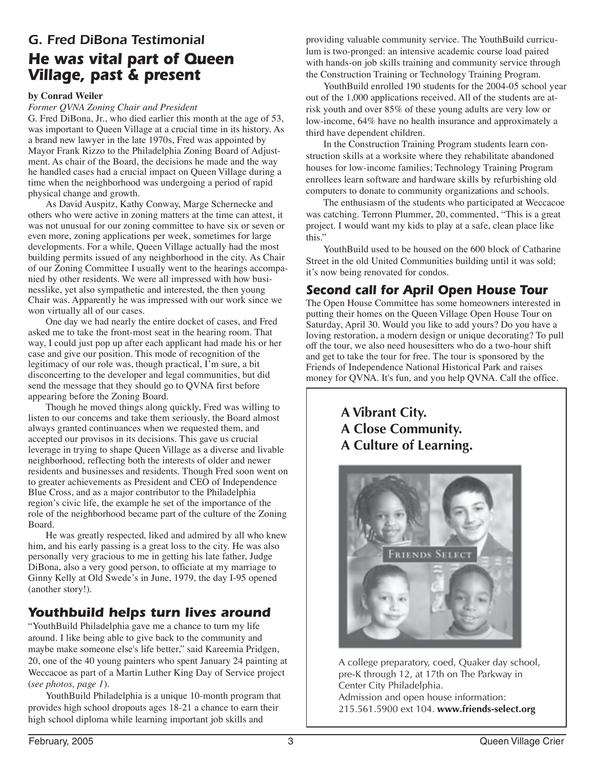## *G. Fred DiBona Testimonial*

# *He was vital part of Queen Village, past & present*

**by Conrad Weiler**

*Former QVNA Zoning Chair and President*

G. Fred DiBona, Jr., who died earlier this month at the age of 53, was important to Queen Village at a crucial time in its history. As a brand new lawyer in the late 1970s, Fred was appointed by Mayor Frank Rizzo to the Philadelphia Zoning Board of Adjustment. As chair of the Board, the decisions he made and the way he handled cases had a crucial impact on Queen Village during a time when the neighborhood was undergoing a period of rapid physical change and growth.

As David Auspitz, Kathy Conway, Marge Schernecke and others who were active in zoning matters at the time can attest, it was not unusual for our zoning committee to have six or seven or even more, zoning applications per week, sometimes for large developments. For a while, Queen Village actually had the most building permits issued of any neighborhood in the city. As Chair of our Zoning Committee I usually went to the hearings accompanied by other residents. We were all impressed with how businesslike, yet also sympathetic and interested, the then young Chair was. Apparently he was impressed with our work since we won virtually all of our cases.

One day we had nearly the entire docket of cases, and Fred asked me to take the front-most seat in the hearing room. That way, I could just pop up after each applicant had made his or her case and give our position. This mode of recognition of the legitimacy of our role was, though practical, I'm sure, a bit disconcerting to the developer and legal communities, but did send the message that they should go to QVNA first before appearing before the Zoning Board.

Though he moved things along quickly, Fred was willing to listen to our concerns and take them seriously, the Board almost always granted continuances when we requested them, and accepted our provisos in its decisions. This gave us crucial leverage in trying to shape Queen Village as a diverse and livable neighborhood, reflecting both the interests of older and newer residents and businesses and residents. Though Fred soon went on to greater achievements as President and CEO of Independence Blue Cross, and as a major contributor to the Philadelphia region's civic life, the example he set of the importance of the role of the neighborhood became part of the culture of the Zoning Board.

He was greatly respected, liked and admired by all who knew him, and his early passing is a great loss to the city. He was also personally very gracious to me in getting his late father, Judge DiBona, also a very good person, to officiate at my marriage to Ginny Kelly at Old Swede's in June, 1979, the day I-95 opened (another story!).

## *Youthbuild helps turn lives around*

"YouthBuild Philadelphia gave me a chance to turn my life around. I like being able to give back to the community and maybe make someone else's life better," said Kareemia Pridgen, 20, one of the 40 young painters who spent January 24 painting at Weccacoe as part of a Martin Luther King Day of Service project (*see photos, page 1*).

YouthBuild Philadelphia is a unique 10-month program that provides high school dropouts ages 18-21 a chance to earn their high school diploma while learning important job skills and providing valuable community service. The YouthBuild curriculum is two-pronged: an intensive academic course load paired with hands-on job skills training and community service through the Construction Training or Technology Training Program.

YouthBuild enrolled 190 students for the 2004-05 school year out of the 1,000 applications received. All of the students are at-risk youth and over 85% of these young adults are very low or low-income, 64% have no health insurance and approximately a third have dependent children.

In the Construction Training Program students learn construction skills at a worksite where they rehabilitate abandoned houses for low-income families; Technology Training Program enrollees learn software and hardware skills by refurbishing old computers to donate to community organizations and schools.

The enthusiasm of the students who participated at Weccacoe was catching. Terronn Plummer, 20, commented, "This is a great project. I would want my kids to play at a safe, clean place like this."

YouthBuild used to be housed on the 600 block of Catharine Street in the old United Communities building until it was sold; it's now being renovated for condos.

## *Second call for April Open House Tour*

The Open House Committee has some homeowners interested in putting their homes on the Queen Village Open House Tour on Saturday, April 30. Would you like to add yours? Do you have a loving restoration, a modern design or unique decorating? To pull off the tour, we also need housesitters who do a two-hour shift and get to take the tour for free. The tour is sponsored by the Friends of Independence National Historical Park and raises money for QVNA. It's fun, and you help QVNA. Call the office.

**A Vibrant City.**
**A Close Community.**
**A Culture of Learning.**

FRIENDS SELECT

A college preparatory, coed, Quaker day school, pre-K through 12, at 17th on The Parkway in Center City Philadelphia.
Admission and open house information:
215.561.5900 ext 104. **www.friends-select.org**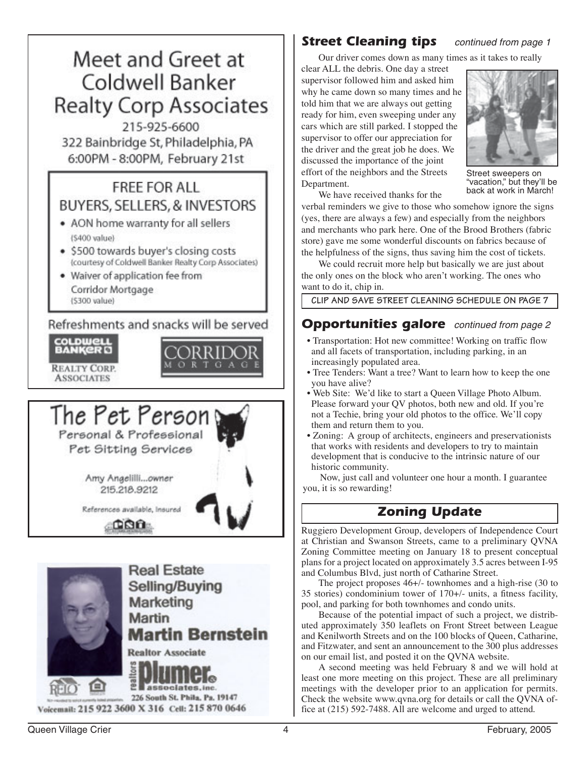## Meet and Greet at Coldwell Banker Realty Corp Associates

215-925-6600
322 Bainbridge St, Philadelphia, PA
6:00PM - 8:00PM, February 21st

### FREE FOR ALL BUYERS, SELLERS, & INVESTORS

- AON home warranty for all sellers ($400 value)
- $500 towards buyer's closing costs (courtesy of Coldwell Banker Realty Corp Associates)
- Waiver of application fee from Corridor Mortgage ($300 value)

Refreshments and snacks will be served

COLDWELL BANKER REALTY CORP. ASSOCIATES

CORRIDOR MORTGAGE

## The Pet Person

Personal & Professional Pet Sitting Services

Amy Angelilli...owner
215.218.9212

References available, Insured

## Real Estate Selling/Buying Marketing Martin

**Martin Bernstein**

Realtor Associate

realtors plumer & associates, inc.

226 South St. Phila. Pa. 19147

Voicemail: 215 922 3600 X 316 Cell: 215 870 0646

## Street Cleaning tips *continued from page 1*

Our driver comes down as many times as it takes to really clear ALL the debris. One day a street supervisor followed him and asked him why he came down so many times and he told him that we are always out getting ready for him, even sweeping under any cars which are still parked. I stopped the supervisor to offer our appreciation for the driver and the great job he does. We discussed the importance of the joint effort of the neighbors and the Streets Department.

Street sweepers on "vacation," but they'll be back at work in March!

We have received thanks for the verbal reminders we give to those who somehow ignore the signs (yes, there are always a few) and especially from the neighbors and merchants who park here. One of the Brood Brothers (fabric store) gave me some wonderful discounts on fabrics because of the helpfulness of the signs, thus saving him the cost of tickets.

We could recruit more help but basically we are just about the only ones on the block who aren't working. The ones who want to do it, chip in.

**CLIP AND SAVE STREET CLEANING SCHEDULE ON PAGE 7**

## Opportunities galore *continued from page 2*

- Transportation: Hot new committee! Working on traffic flow and all facets of transportation, including parking, in an increasingly populated area.
- Tree Tenders: Want a tree? Want to learn how to keep the one you have alive?
- Web Site: We'd like to start a Queen Village Photo Album. Please forward your QV photos, both new and old. If you're not a Techie, bring your old photos to the office. We'll copy them and return them to you.
- Zoning: A group of architects, engineers and preservationists that works with residents and developers to try to maintain development that is conducive to the intrinsic nature of our historic community.

Now, just call and volunteer one hour a month. I guarantee you, it is so rewarding!

## Zoning Update

Ruggiero Development Group, developers of Independence Court at Christian and Swanson Streets, came to a preliminary QVNA Zoning Committee meeting on January 18 to present conceptual plans for a project located on approximately 3.5 acres between I-95 and Columbus Blvd, just north of Catharine Street.

The project proposes 46+/- townhomes and a high-rise (30 to 35 stories) condominium tower of 170+/- units, a fitness facility, pool, and parking for both townhomes and condo units.

Because of the potential impact of such a project, we distributed approximately 350 leaflets on Front Street between League and Kenilworth Streets and on the 100 blocks of Queen, Catharine, and Fitzwater, and sent an announcement to the 300 plus addresses on our email list, and posted it on the QVNA website.

A second meeting was held February 8 and we will hold at least one more meeting on this project. These are all preliminary meetings with the developer prior to an application for permits. Check the website www.qvna.org for details or call the QVNA office at (215) 592-7488. All are welcome and urged to attend.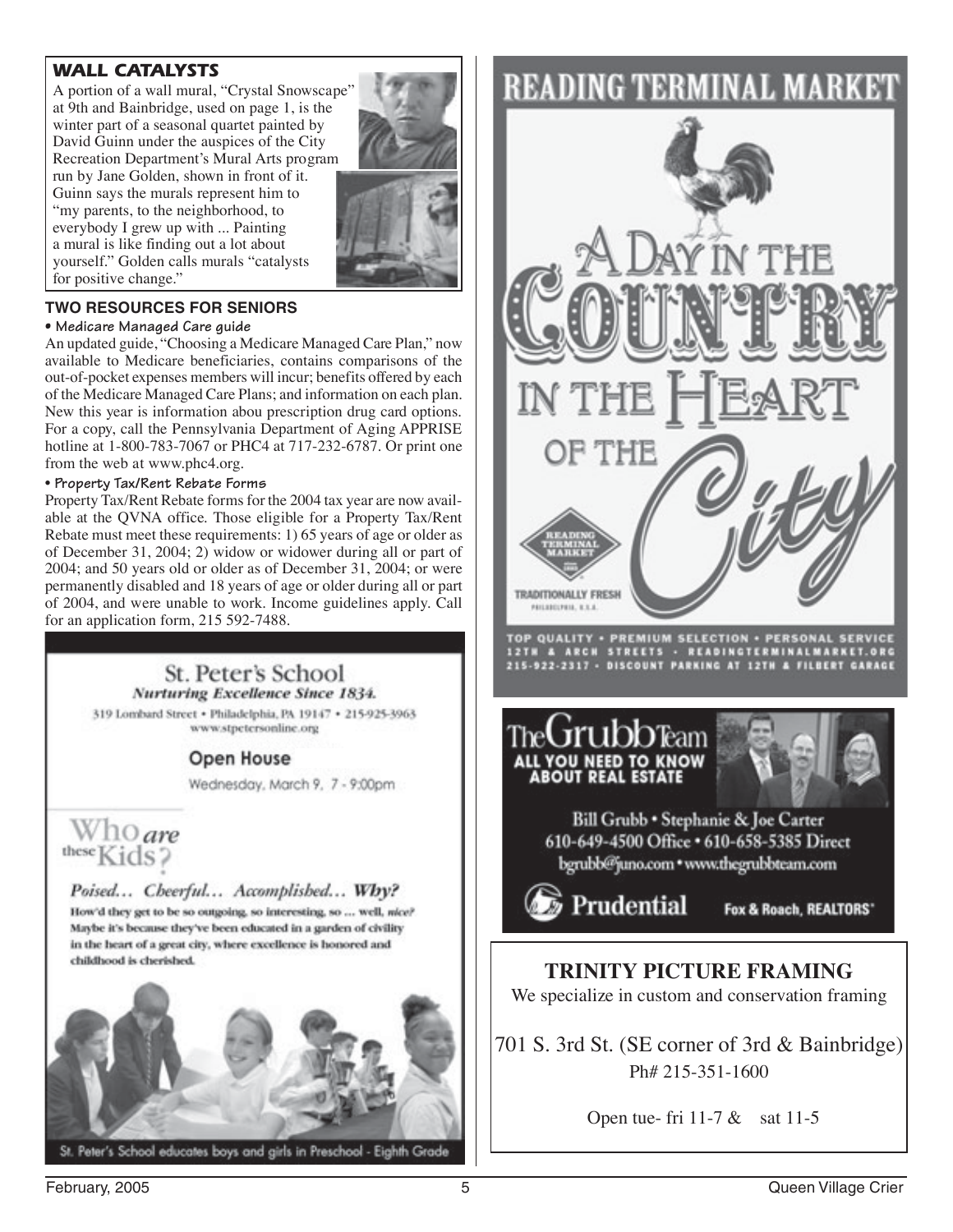## WALL CATALYSTS

A portion of a wall mural, "Crystal Snowscape" at 9th and Bainbridge, used on page 1, is the winter part of a seasonal quartet painted by David Guinn under the auspices of the City Recreation Department's Mural Arts program run by Jane Golden, shown in front of it. Guinn says the murals represent him to "my parents, to the neighborhood, to everybody I grew up with ... Painting a mural is like finding out a lot about yourself." Golden calls murals "catalysts for positive change."

### TWO RESOURCES FOR SENIORS

**• Medicare Managed Care guide**

An updated guide, "Choosing a Medicare Managed Care Plan," now available to Medicare beneficiaries, contains comparisons of the out-of-pocket expenses members will incur; benefits offered by each of the Medicare Managed Care Plans; and information on each plan. New this year is information abou prescription drug card options. For a copy, call the Pennsylvania Department of Aging APPRISE hotline at 1-800-783-7067 or PHC4 at 717-232-6787. Or print one from the web at www.phc4.org.

**• Property Tax/Rent Rebate Forms**

Property Tax/Rent Rebate forms for the 2004 tax year are now available at the QVNA office. Those eligible for a Property Tax/Rent Rebate must meet these requirements: 1) 65 years of age or older as of December 31, 2004; 2) widow or widower during all or part of 2004; and 50 years old or older as of December 31, 2004; or were permanently disabled and 18 years of age or older during all or part of 2004, and were unable to work. Income guidelines apply. Call for an application form, 215 592-7488.

## St. Peter's School

*Nurturing Excellence Since 1834.*

319 Lombard Street • Philadelphia, PA 19147 • 215-925-3963
www.stpetersonline.org

### Open House

Wednesday, March 9, 7 - 9:00pm

## Who *are* these Kids?

*Poised... Cheerful... Accomplished...* ***Why?***

How'd they get to be so outgoing, so interesting, so ... well, *nice?* Maybe it's because they've been educated in a garden of civility in the heart of a great city, where excellence is honored and childhood is cherished.

St. Peter's School educates boys and girls in Preschool - Eighth Grade

## READING TERMINAL MARKET

A DAY IN THE COUNTRY IN THE HEART OF THE City

READING TERMINAL MARKET
TRADITIONALLY FRESH
PHILADELPHIA, U.S.A.

TOP QUALITY • PREMIUM SELECTION • PERSONAL SERVICE
12TH & ARCH STREETS • READINGTERMINALMARKET.ORG
215-922-2317 • DISCOUNT PARKING AT 12TH & FILBERT GARAGE

## The Grubb Team

**ALL YOU NEED TO KNOW ABOUT REAL ESTATE**

Bill Grubb • Stephanie & Joe Carter
610-649-4500 Office • 610-658-5385 Direct
bgrubb@juno.com • www.thegrubbteam.com

Prudential Fox & Roach, REALTORS®

## TRINITY PICTURE FRAMING

We specialize in custom and conservation framing

701 S. 3rd St. (SE corner of 3rd & Bainbridge)
Ph# 215-351-1600

Open tue- fri 11-7 & sat 11-5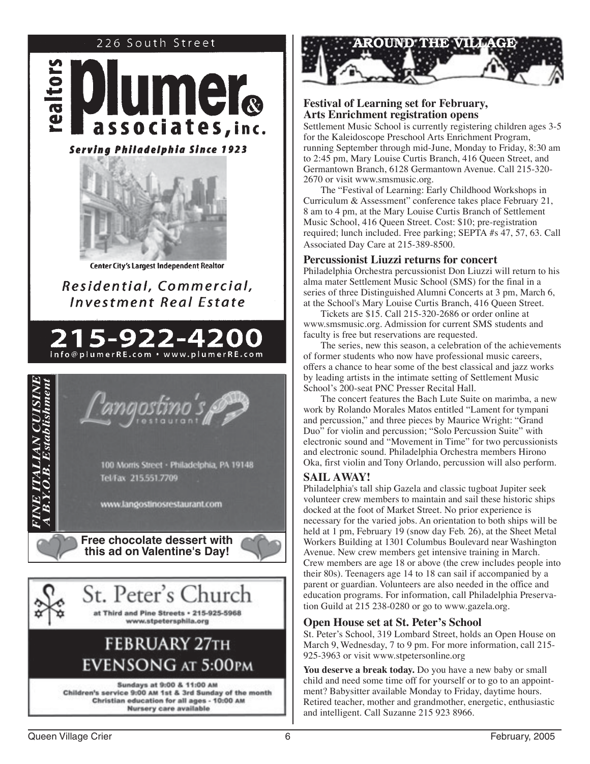226 South Street

realtors

# Plumer & associates, inc.

*Serving Philadelphia Since 1923*

Center City's Largest Independent Realtor

*Residential, Commercial, Investment Real Estate*

**215-922-4200**

info@plumerRE.com • www.plumerRE.com

*FINE ITALIAN CUISINE*
*A B.Y.O.B. Establishment*

Langostino's restaurant

100 Morris Street • Philadelphia, PA 19148
Tel/Fax 215.551.7709

www.langostinosrestaurant.com

**Free chocolate dessert with this ad on Valentine's Day!**

# St. Peter's Church

at Third and Pine Streets • 215-925-5968
www.stpetersphila.org

**FEBRUARY 27TH**
**EVENSONG AT 5:00PM**

Sundays at 9:00 & 11:00 AM
Children's service 9:00 AM 1st & 3rd Sunday of the month
Christian education for all ages - 10:00 AM
Nursery care available

## AROUND THE VILLAGE

### Festival of Learning set for February, Arts Enrichment registration opens

Settlement Music School is currently registering children ages 3-5 for the Kaleidoscope Preschool Arts Enrichment Program, running September through mid-June, Monday to Friday, 8:30 am to 2:45 pm, Mary Louise Curtis Branch, 416 Queen Street, and Germantown Branch, 6128 Germantown Avenue. Call 215-320-2670 or visit www.smsmusic.org.

The "Festival of Learning: Early Childhood Workshops in Curriculum & Assessment" conference takes place February 21, 8 am to 4 pm, at the Mary Louise Curtis Branch of Settlement Music School, 416 Queen Street. Cost: $10; pre-registration required; lunch included. Free parking; SEPTA #s 47, 57, 63. Call Associated Day Care at 215-389-8500.

### Percussionist Liuzzi returns for concert

Philadelphia Orchestra percussionist Don Liuzzi will return to his alma mater Settlement Music School (SMS) for the final in a series of three Distinguished Alumni Concerts at 3 pm, March 6, at the School's Mary Louise Curtis Branch, 416 Queen Street.

Tickets are $15. Call 215-320-2686 or order online at www.smsmusic.org. Admission for current SMS students and faculty is free but reservations are requested.

The series, new this season, a celebration of the achievements of former students who now have professional music careers, offers a chance to hear some of the best classical and jazz works by leading artists in the intimate setting of Settlement Music School's 200-seat PNC Presser Recital Hall.

The concert features the Bach Lute Suite on marimba, a new work by Rolando Morales Matos entitled "Lament for tympani and percussion," and three pieces by Maurice Wright: "Grand Duo" for violin and percussion; "Solo Percussion Suite" with electronic sound and "Movement in Time" for two percussionists and electronic sound. Philadelphia Orchestra members Hirono Oka, first violin and Tony Orlando, percussion will also perform.

### SAIL AWAY!

Philadelphia's tall ship Gazela and classic tugboat Jupiter seek volunteer crew members to maintain and sail these historic ships docked at the foot of Market Street. No prior experience is necessary for the varied jobs. An orientation to both ships will be held at 1 pm, February 19 (snow day Feb. 26), at the Sheet Metal Workers Building at 1301 Columbus Boulevard near Washington Avenue. New crew members get intensive training in March. Crew members are age 18 or above (the crew includes people into their 80s). Teenagers age 14 to 18 can sail if accompanied by a parent or guardian. Volunteers are also needed in the office and education programs. For information, call Philadelphia Preservation Guild at 215 238-0280 or go to www.gazela.org.

### Open House set at St. Peter's School

St. Peter's School, 319 Lombard Street, holds an Open House on March 9, Wednesday, 7 to 9 pm. For more information, call 215-925-3963 or visit www.stpetersonline.org

**You deserve a break today.** Do you have a new baby or small child and need some time off for yourself or to go to an appointment? Babysitter available Monday to Friday, daytime hours. Retired teacher, mother and grandmother, energetic, enthusiastic and intelligent. Call Suzanne 215 923 8966.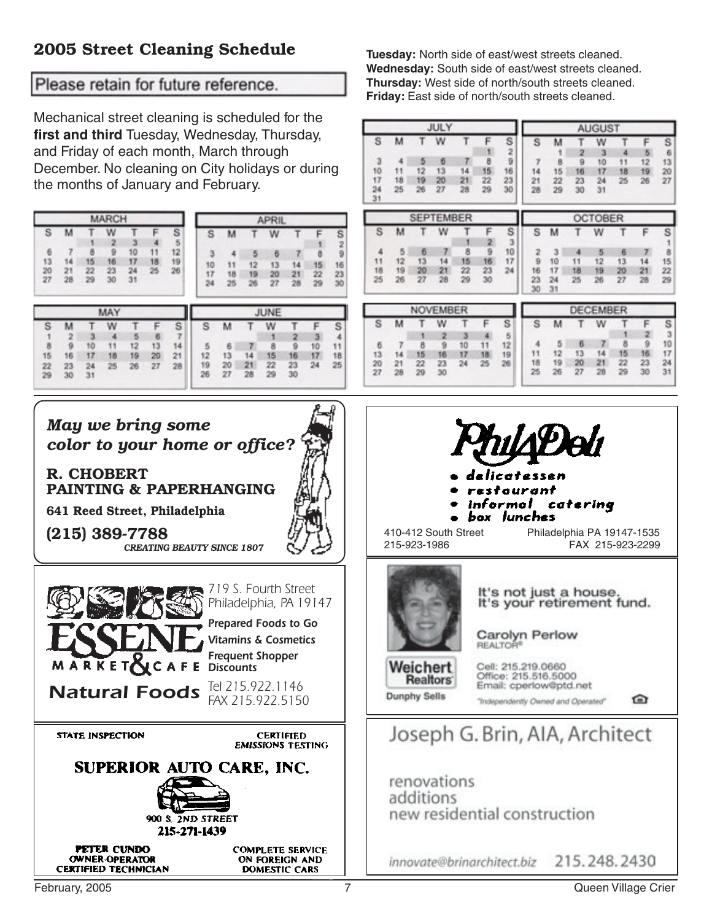## 2005 Street Cleaning Schedule

Please retain for future reference.

Mechanical street cleaning is scheduled for the **first and third** Tuesday, Wednesday, Thursday, and Friday of each month, March through December. No cleaning on City holidays or during the months of January and February.

**Tuesday:** North side of east/west streets cleaned.
**Wednesday:** South side of east/west streets cleaned.
**Thursday:** West side of north/south streets cleaned.
**Friday:** East side of north/south streets cleaned.

**MARCH**

| S | M | T | W | T | F | S |
|---|---|---|---|---|---|---|
| | | 1 | 2 | 3 | 4 | 5 |
| 6 | 7 | 8 | 9 | 10 | 11 | 12 |
| 13 | 14 | 15 | 16 | 17 | 18 | 19 |
| 20 | 21 | 22 | 23 | 24 | 25 | 26 |
| 27 | 28 | 29 | 30 | 31 | | |

**APRIL**

| S | M | T | W | T | F | S |
|---|---|---|---|---|---|---|
| | | | | | 1 | 2 |
| 3 | 4 | 5 | 6 | 7 | 8 | 9 |
| 10 | 11 | 12 | 13 | 14 | 15 | 16 |
| 17 | 18 | 19 | 20 | 21 | 22 | 23 |
| 24 | 25 | 26 | 27 | 28 | 29 | 30 |

**MAY**

| S | M | T | W | T | F | S |
|---|---|---|---|---|---|---|
| 1 | 2 | 3 | 4 | 5 | 6 | 7 |
| 8 | 9 | 10 | 11 | 12 | 13 | 14 |
| 15 | 16 | 17 | 18 | 19 | 20 | 21 |
| 22 | 23 | 24 | 25 | 26 | 27 | 28 |
| 29 | 30 | 31 | | | | |

**JUNE**

| S | M | T | W | T | F | S |
|---|---|---|---|---|---|---|
| | | | 1 | 2 | 3 | 4 |
| 5 | 6 | 7 | 8 | 9 | 10 | 11 |
| 12 | 13 | 14 | 15 | 16 | 17 | 18 |
| 19 | 20 | 21 | 22 | 23 | 24 | 25 |
| 26 | 27 | 28 | 29 | 30 | | |

**JULY**

| S | M | T | W | T | F | S |
|---|---|---|---|---|---|---|
| | | | | | 1 | 2 |
| 3 | 4 | 5 | 6 | 7 | 8 | 9 |
| 10 | 11 | 12 | 13 | 14 | 15 | 16 |
| 17 | 18 | 19 | 20 | 21 | 22 | 23 |
| 24 | 25 | 26 | 27 | 28 | 29 | 30 |
| 31 | | | | | | |

**AUGUST**

| S | M | T | W | T | F | S |
|---|---|---|---|---|---|---|
| | 1 | 2 | 3 | 4 | 5 | 6 |
| 7 | 8 | 9 | 10 | 11 | 12 | 13 |
| 14 | 15 | 16 | 17 | 18 | 19 | 20 |
| 21 | 22 | 23 | 24 | 25 | 26 | 27 |
| 28 | 29 | 30 | 31 | | | |

**SEPTEMBER**

| S | M | T | W | T | F | S |
|---|---|---|---|---|---|---|
| | | | | 1 | 2 | 3 |
| 4 | 5 | 6 | 7 | 8 | 9 | 10 |
| 11 | 12 | 13 | 14 | 15 | 16 | 17 |
| 18 | 19 | 20 | 21 | 22 | 23 | 24 |
| 25 | 26 | 27 | 28 | 29 | 30 | |

**OCTOBER**

| S | M | T | W | T | F | S |
|---|---|---|---|---|---|---|
| | | | | | | 1 |
| 2 | 3 | 4 | 5 | 6 | 7 | 8 |
| 9 | 10 | 11 | 12 | 13 | 14 | 15 |
| 16 | 17 | 18 | 19 | 20 | 21 | 22 |
| 23 | 24 | 25 | 26 | 27 | 28 | 29 |
| 30 | 31 | | | | | |

**NOVEMBER**

| S | M | T | W | T | F | S |
|---|---|---|---|---|---|---|
| | | 1 | 2 | 3 | 4 | 5 |
| 6 | 7 | 8 | 9 | 10 | 11 | 12 |
| 13 | 14 | 15 | 16 | 17 | 18 | 19 |
| 20 | 21 | 22 | 23 | 24 | 25 | 26 |
| 27 | 28 | 29 | 30 | | | |

**DECEMBER**

| S | M | T | W | T | F | S |
|---|---|---|---|---|---|---|
| | | | | 1 | 2 | 3 |
| 4 | 5 | 6 | 7 | 8 | 9 | 10 |
| 11 | 12 | 13 | 14 | 15 | 16 | 17 |
| 18 | 19 | 20 | 21 | 22 | 23 | 24 |
| 25 | 26 | 27 | 28 | 29 | 30 | 31 |

---

*May we bring some color to your home or office?*

**R. CHOBERT PAINTING & PAPERHANGING**

**641 Reed Street, Philadelphia**

**(215) 389-7788**

*CREATING BEAUTY SINCE 1807*

---

**PhilADeli**

- delicatessen
- restaurant
- informal catering
- box lunches

410-412 South Street
Philadelphia PA 19147-1535
215-923-1986
FAX 215-923-2299

---

**ESSENE MARKET & CAFE**

**Natural Foods**

719 S. Fourth Street
Philadelphia, PA 19147

Prepared Foods to Go
Vitamins & Cosmetics
Frequent Shopper Discounts

Tel 215.922.1146
FAX 215.922.5150

---

It's not just a house.
It's your retirement fund.

Carolyn Perlow
REALTOR®

Cell: 215.219.0660
Office: 215.516.5000
Email: cperlow@ptd.net

Weichert Realtors
Dunphy Sells

"Independently Owned and Operated"

---

STATE INSPECTION

CERTIFIED EMISSIONS TESTING

**SUPERIOR AUTO CARE, INC.**

900 S. 2ND STREET
215-271-1439

PETER CUNDO
OWNER-OPERATOR
CERTIFIED TECHNICIAN

COMPLETE SERVICE ON FOREIGN AND DOMESTIC CARS

---

Joseph G. Brin, AIA, Architect

renovations
additions
new residential construction

innovate@brinarchitect.biz 215.248.2430